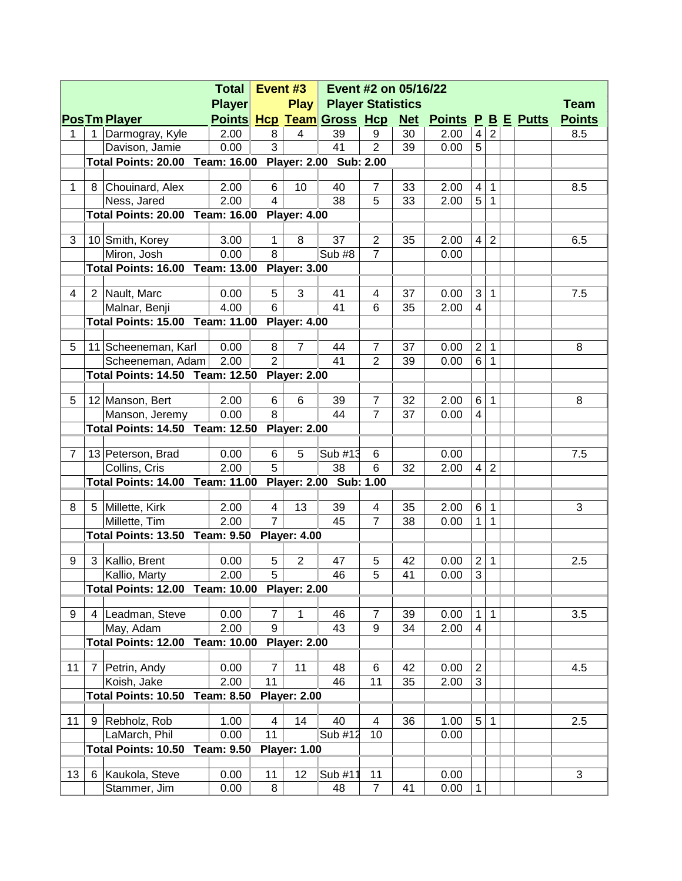| Pos | Tm | Player | Total Player Points | Event #3 Hcp | Play Team | Event #2 on 05/16/22 Player Statistics Gross | Hcp | Net | Points | P | B | E | Putts | Team Points |
|---|---|---|---|---|---|---|---|---|---|---|---|---|---|---|
| 1 | 1 | Darmogray, Kyle | 2.00 | 8 | 4 | 39 | 9 | 30 | 2.00 | 4 | 2 | | | 8.5 |
| | | Davison, Jamie | 0.00 | 3 | | 41 | 2 | 39 | 0.00 | 5 | | | | |
| | Total Points: 20.00 | Team: 16.00 | Player: 2.00 | Sub: 2.00 | | | | | | | | | | |
| 1 | 8 | Chouinard, Alex | 2.00 | 6 | 10 | 40 | 7 | 33 | 2.00 | 4 | 1 | | | 8.5 |
| | | Ness, Jared | 2.00 | 4 | | 38 | 5 | 33 | 2.00 | 5 | 1 | | | |
| | Total Points: 20.00 | Team: 16.00 | Player: 4.00 | | | | | | | | | | | |
| 3 | 10 | Smith, Korey | 3.00 | 1 | 8 | 37 | 2 | 35 | 2.00 | 4 | 2 | | | 6.5 |
| | | Miron, Josh | 0.00 | 8 | | Sub #8 | 7 | | 0.00 | | | | | |
| | Total Points: 16.00 | Team: 13.00 | Player: 3.00 | | | | | | | | | | | |
| 4 | 2 | Nault, Marc | 0.00 | 5 | 3 | 41 | 4 | 37 | 0.00 | 3 | 1 | | | 7.5 |
| | | Malnar, Benji | 4.00 | 6 | | 41 | 6 | 35 | 2.00 | 4 | | | | |
| | Total Points: 15.00 | Team: 11.00 | Player: 4.00 | | | | | | | | | | | |
| 5 | 11 | Scheeneman, Karl | 0.00 | 8 | 7 | 44 | 7 | 37 | 0.00 | 2 | 1 | | | 8 |
| | | Scheeneman, Adam | 2.00 | 2 | | 41 | 2 | 39 | 0.00 | 6 | 1 | | | |
| | Total Points: 14.50 | Team: 12.50 | Player: 2.00 | | | | | | | | | | | |
| 5 | 12 | Manson, Bert | 2.00 | 6 | 6 | 39 | 7 | 32 | 2.00 | 6 | 1 | | | 8 |
| | | Manson, Jeremy | 0.00 | 8 | | 44 | 7 | 37 | 0.00 | 4 | | | | |
| | Total Points: 14.50 | Team: 12.50 | Player: 2.00 | | | | | | | | | | | |
| 7 | 13 | Peterson, Brad | 0.00 | 6 | 5 | Sub #13 | 6 | | 0.00 | | | | | 7.5 |
| | | Collins, Cris | 2.00 | 5 | | 38 | 6 | 32 | 2.00 | 4 | 2 | | | |
| | Total Points: 14.00 | Team: 11.00 | Player: 2.00 | Sub: 1.00 | | | | | | | | | | |
| 8 | 5 | Millette, Kirk | 2.00 | 4 | 13 | 39 | 4 | 35 | 2.00 | 6 | 1 | | | 3 |
| | | Millette, Tim | 2.00 | 7 | | 45 | 7 | 38 | 0.00 | 1 | 1 | | | |
| | Total Points: 13.50 | Team: 9.50 | Player: 4.00 | | | | | | | | | | | |
| 9 | 3 | Kallio, Brent | 0.00 | 5 | 2 | 47 | 5 | 42 | 0.00 | 2 | 1 | | | 2.5 |
| | | Kallio, Marty | 2.00 | 5 | | 46 | 5 | 41 | 0.00 | 3 | | | | |
| | Total Points: 12.00 | Team: 10.00 | Player: 2.00 | | | | | | | | | | | |
| 9 | 4 | Leadman, Steve | 0.00 | 7 | 1 | 46 | 7 | 39 | 0.00 | 1 | 1 | | | 3.5 |
| | | May, Adam | 2.00 | 9 | | 43 | 9 | 34 | 2.00 | 4 | | | | |
| | Total Points: 12.00 | Team: 10.00 | Player: 2.00 | | | | | | | | | | | |
| 11 | 7 | Petrin, Andy | 0.00 | 7 | 11 | 48 | 6 | 42 | 0.00 | 2 | | | | 4.5 |
| | | Koish, Jake | 2.00 | 11 | | 46 | 11 | 35 | 2.00 | 3 | | | | |
| | Total Points: 10.50 | Team: 8.50 | Player: 2.00 | | | | | | | | | | | |
| 11 | 9 | Rebholz, Rob | 1.00 | 4 | 14 | 40 | 4 | 36 | 1.00 | 5 | 1 | | | 2.5 |
| | | LaMarch, Phil | 0.00 | 11 | | Sub #12 | 10 | | 0.00 | | | | | |
| | Total Points: 10.50 | Team: 9.50 | Player: 1.00 | | | | | | | | | | | |
| 13 | 6 | Kaukola, Steve | 0.00 | 11 | 12 | Sub #11 | 11 | | 0.00 | | | | | 3 |
| | | Stammer, Jim | 0.00 | 8 | | 48 | 7 | 41 | 0.00 | 1 | | | | |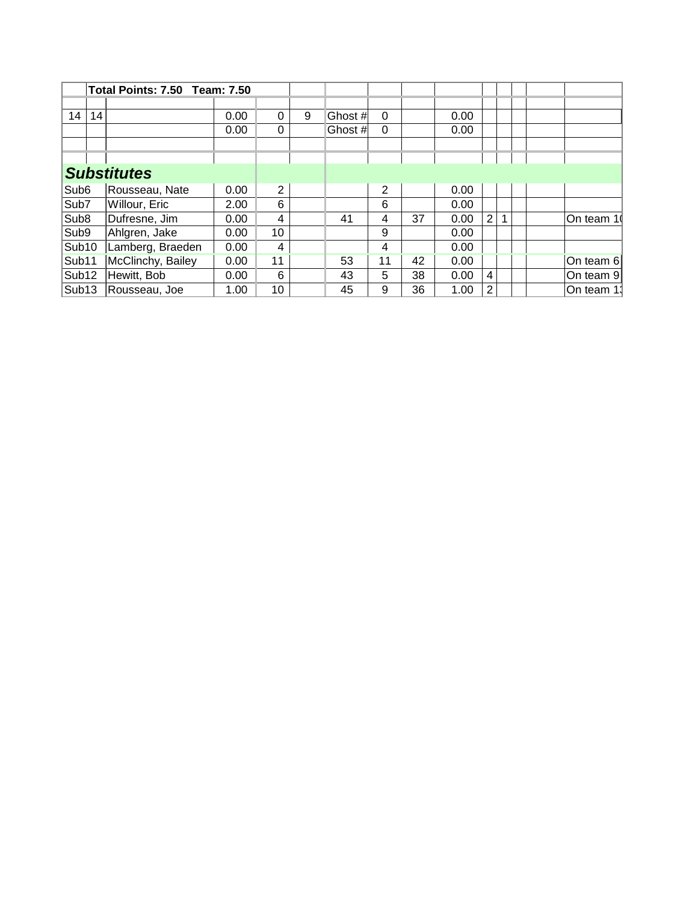| | Total Points: 7.50 Team: 7.50 | | | | | | | | | | | | | |
|---|---|---|---|---|---|---|---|---|---|---|---|---|---|---|
| | | | | | | | | | | | | | | |
| 14 | 14 | | 0.00 | 0 | 9 | Ghost # | 0 | | 0.00 | | | | | |
| | | | 0.00 | 0 | | Ghost # | 0 | | 0.00 | | | | | |
| | | | | | | | | | | | | | | |
| | | | | | | | | | | | | | | |

***Substitutes***

| | | | | | | | | | | | | | |
|---|---|---|---|---|---|---|---|---|---|---|---|---|---|
| Sub6 | Rousseau, Nate | 0.00 | 2 | | | 2 | | 0.00 | | | | | |
| Sub7 | Willour, Eric | 2.00 | 6 | | | 6 | | 0.00 | | | | | |
| Sub8 | Dufresne, Jim | 0.00 | 4 | | 41 | 4 | 37 | 0.00 | 2 | 1 | | | On team 10 |
| Sub9 | Ahlgren, Jake | 0.00 | 10 | | | 9 | | 0.00 | | | | | |
| Sub10 | Lamberg, Braeden | 0.00 | 4 | | | 4 | | 0.00 | | | | | |
| Sub11 | McClinchy, Bailey | 0.00 | 11 | | 53 | 11 | 42 | 0.00 | | | | | On team 6 |
| Sub12 | Hewitt, Bob | 0.00 | 6 | | 43 | 5 | 38 | 0.00 | 4 | | | | On team 9 |
| Sub13 | Rousseau, Joe | 1.00 | 10 | | 45 | 9 | 36 | 1.00 | 2 | | | | On team 13 |